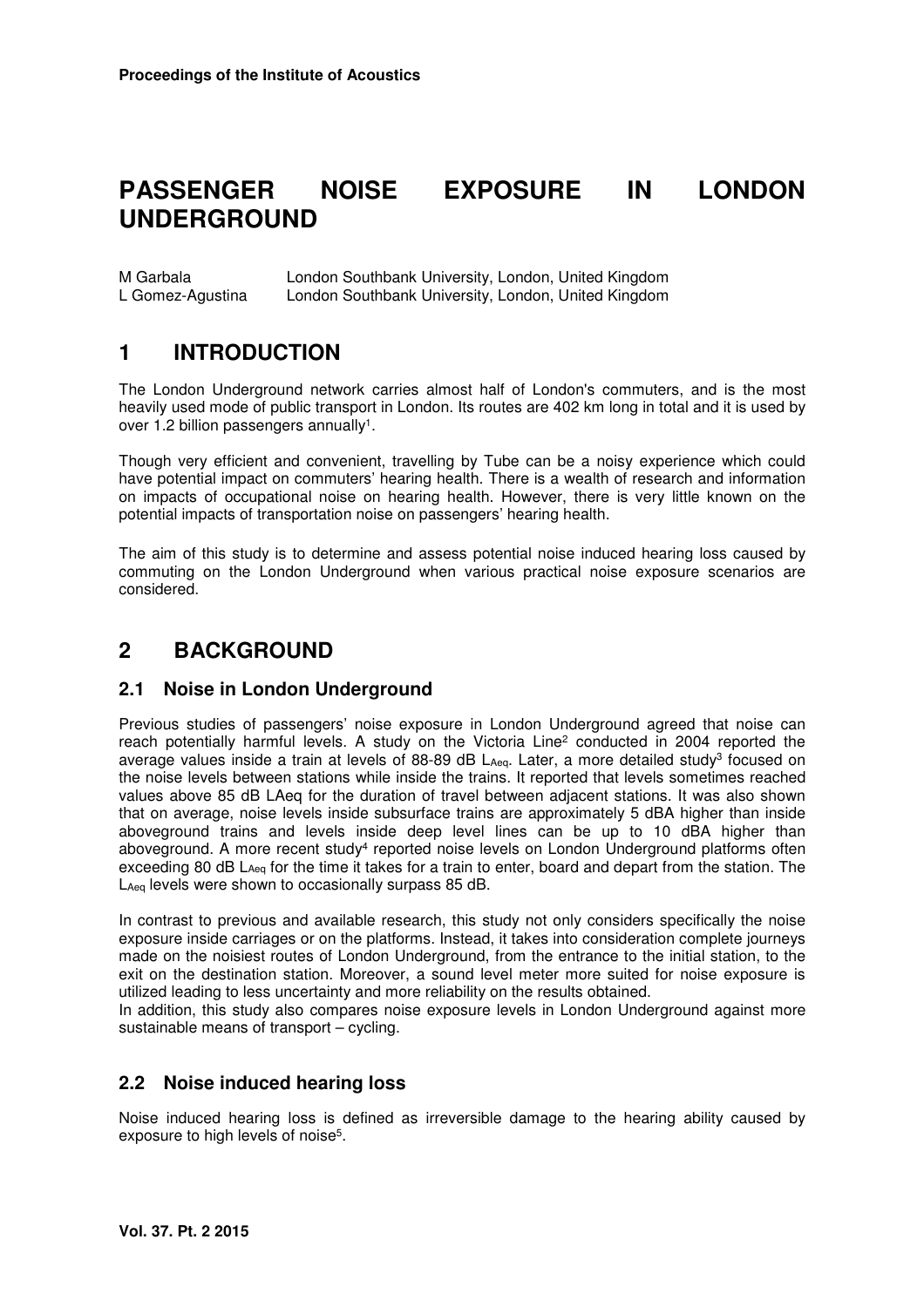# PASSENGER NOISE EXPOSURE IN LONDON UNDERGROUND

M Garbala London Southbank University, London, United Kingdom
L Gomez-Agustina London Southbank University, London, United Kingdom

## 1 INTRODUCTION

The London Underground network carries almost half of London's commuters, and is the most heavily used mode of public transport in London. Its routes are 402 km long in total and it is used by over 1.2 billion passengers annually[1].

Though very efficient and convenient, travelling by Tube can be a noisy experience which could have potential impact on commuters' hearing health. There is a wealth of research and information on impacts of occupational noise on hearing health. However, there is very little known on the potential impacts of transportation noise on passengers' hearing health.

The aim of this study is to determine and assess potential noise induced hearing loss caused by commuting on the London Underground when various practical noise exposure scenarios are considered.

## 2 BACKGROUND

### 2.1 Noise in London Underground

Previous studies of passengers' noise exposure in London Underground agreed that noise can reach potentially harmful levels. A study on the Victoria Line[2] conducted in 2004 reported the average values inside a train at levels of 88-89 dB $L_{Aeq}$. Later, a more detailed study[3] focused on the noise levels between stations while inside the trains. It reported that levels sometimes reached values above 85 dB LAeq for the duration of travel between adjacent stations. It was also shown that on average, noise levels inside subsurface trains are approximately 5 dBA higher than inside aboveground trains and levels inside deep level lines can be up to 10 dBA higher than aboveground. A more recent study[4] reported noise levels on London Underground platforms often exceeding 80 dB $L_{Aeq}$ for the time it takes for a train to enter, board and depart from the station. The $L_{Aeq}$ levels were shown to occasionally surpass 85 dB.

In contrast to previous and available research, this study not only considers specifically the noise exposure inside carriages or on the platforms. Instead, it takes into consideration complete journeys made on the noisiest routes of London Underground, from the entrance to the initial station, to the exit on the destination station. Moreover, a sound level meter more suited for noise exposure is utilized leading to less uncertainty and more reliability on the results obtained.
In addition, this study also compares noise exposure levels in London Underground against more sustainable means of transport – cycling.

### 2.2 Noise induced hearing loss

Noise induced hearing loss is defined as irreversible damage to the hearing ability caused by exposure to high levels of noise[5].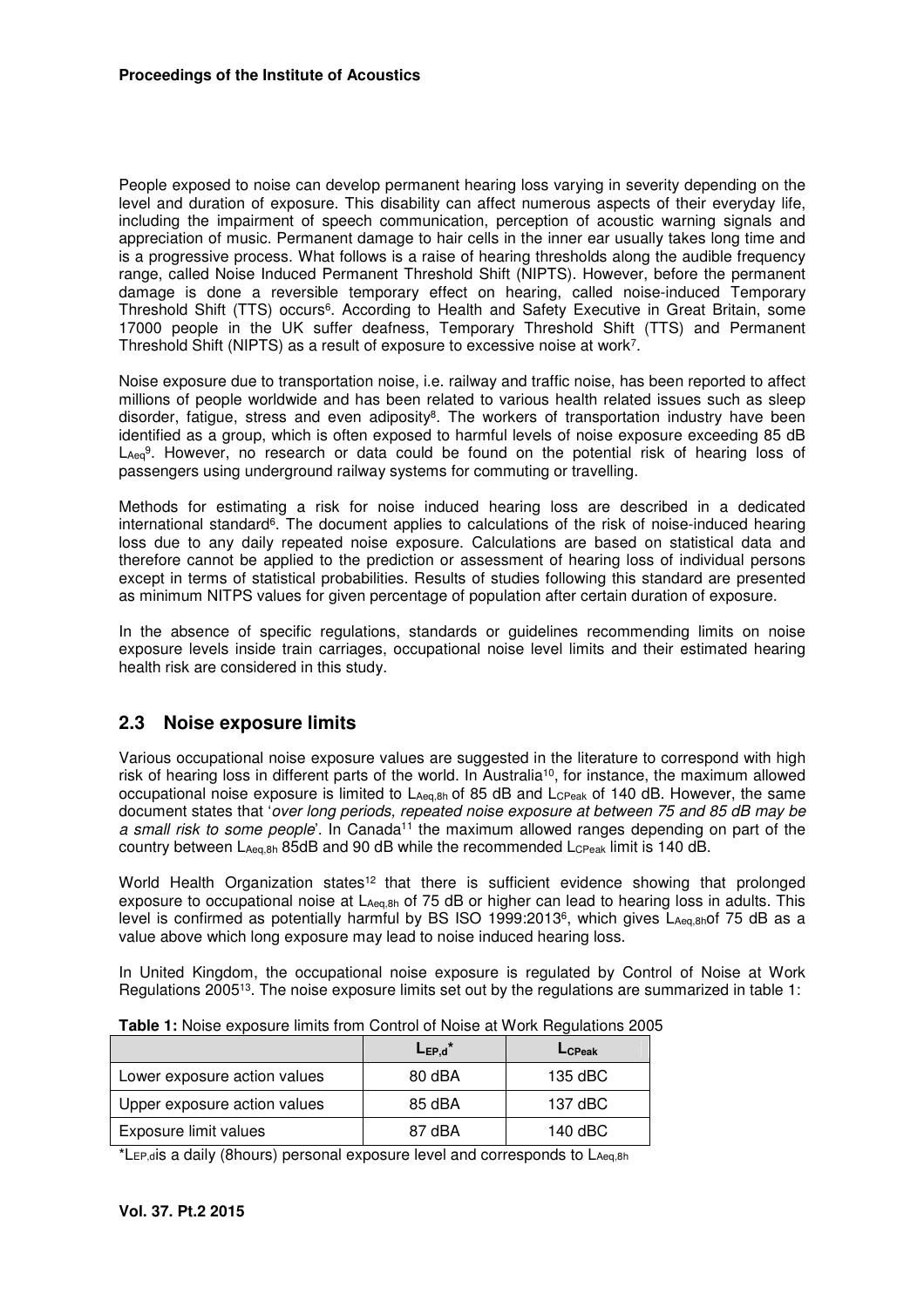People exposed to noise can develop permanent hearing loss varying in severity depending on the level and duration of exposure. This disability can affect numerous aspects of their everyday life, including the impairment of speech communication, perception of acoustic warning signals and appreciation of music. Permanent damage to hair cells in the inner ear usually takes long time and is a progressive process. What follows is a raise of hearing thresholds along the audible frequency range, called Noise Induced Permanent Threshold Shift (NIPTS). However, before the permanent damage is done a reversible temporary effect on hearing, called noise-induced Temporary Threshold Shift (TTS) occurs[6]. According to Health and Safety Executive in Great Britain, some 17000 people in the UK suffer deafness, Temporary Threshold Shift (TTS) and Permanent Threshold Shift (NIPTS) as a result of exposure to excessive noise at work[7].

Noise exposure due to transportation noise, i.e. railway and traffic noise, has been reported to affect millions of people worldwide and has been related to various health related issues such as sleep disorder, fatigue, stress and even adiposity[8]. The workers of transportation industry have been identified as a group, which is often exposed to harmful levels of noise exposure exceeding 85 dB $L_{Aeq}$[9]. However, no research or data could be found on the potential risk of hearing loss of passengers using underground railway systems for commuting or travelling.

Methods for estimating a risk for noise induced hearing loss are described in a dedicated international standard[6]. The document applies to calculations of the risk of noise-induced hearing loss due to any daily repeated noise exposure. Calculations are based on statistical data and therefore cannot be applied to the prediction or assessment of hearing loss of individual persons except in terms of statistical probabilities. Results of studies following this standard are presented as minimum NITPS values for given percentage of population after certain duration of exposure.

In the absence of specific regulations, standards or guidelines recommending limits on noise exposure levels inside train carriages, occupational noise level limits and their estimated hearing health risk are considered in this study.

## 2.3 Noise exposure limits

Various occupational noise exposure values are suggested in the literature to correspond with high risk of hearing loss in different parts of the world. In Australia[10], for instance, the maximum allowed occupational noise exposure is limited to $L_{Aeq,8h}$ of 85 dB and $L_{CPeak}$ of 140 dB. However, the same document states that '*over long periods, repeated noise exposure at between 75 and 85 dB may be a small risk to some people*'. In Canada[11] the maximum allowed ranges depending on part of the country between $L_{Aeq,8h}$ 85dB and 90 dB while the recommended $L_{CPeak}$ limit is 140 dB.

World Health Organization states[12] that there is sufficient evidence showing that prolonged exposure to occupational noise at $L_{Aeq,8h}$ of 75 dB or higher can lead to hearing loss in adults. This level is confirmed as potentially harmful by BS ISO 1999:2013[6], which gives $L_{Aeq,8h}$of 75 dB as a value above which long exposure may lead to noise induced hearing loss.

In United Kingdom, the occupational noise exposure is regulated by Control of Noise at Work Regulations 2005[13]. The noise exposure limits set out by the regulations are summarized in table 1:

**Table 1:** Noise exposure limits from Control of Noise at Work Regulations 2005

| | $L_{EP,d}$* | $L_{CPeak}$ |
|---|---|---|
| Lower exposure action values | 80 dBA | 135 dBC |
| Upper exposure action values | 85 dBA | 137 dBC |
| Exposure limit values | 87 dBA | 140 dBC |

*$L_{EP,d}$is a daily (8hours) personal exposure level and corresponds to $L_{Aeq,8h}$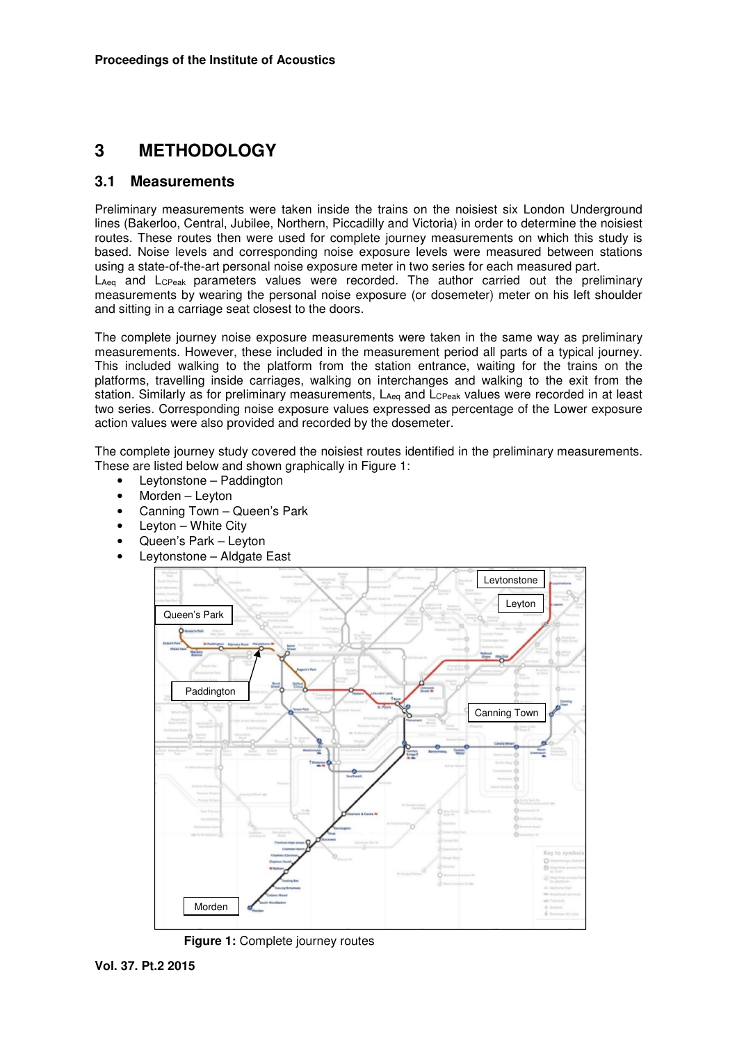# 3 METHODOLOGY

## 3.1 Measurements

Preliminary measurements were taken inside the trains on the noisiest six London Underground lines (Bakerloo, Central, Jubilee, Northern, Piccadilly and Victoria) in order to determine the noisiest routes. These routes then were used for complete journey measurements on which this study is based. Noise levels and corresponding noise exposure levels were measured between stations using a state-of-the-art personal noise exposure meter in two series for each measured part. $L_{Aeq}$ and $L_{CPeak}$ parameters values were recorded. The author carried out the preliminary measurements by wearing the personal noise exposure (or dosemeter) meter on his left shoulder and sitting in a carriage seat closest to the doors.

The complete journey noise exposure measurements were taken in the same way as preliminary measurements. However, these included in the measurement period all parts of a typical journey. This included walking to the platform from the station entrance, waiting for the trains on the platforms, travelling inside carriages, walking on interchanges and walking to the exit from the station. Similarly as for preliminary measurements, $L_{Aeq}$ and $L_{CPeak}$ values were recorded in at least two series. Corresponding noise exposure values expressed as percentage of the Lower exposure action values were also provided and recorded by the dosemeter.

The complete journey study covered the noisiest routes identified in the preliminary measurements. These are listed below and shown graphically in Figure 1:

- Leytonstone – Paddington
- Morden – Leyton
- Canning Town – Queen's Park
- Leyton – White City
- Queen's Park – Leyton
- Leytonstone – Aldgate East

**Figure 1:** Complete journey routes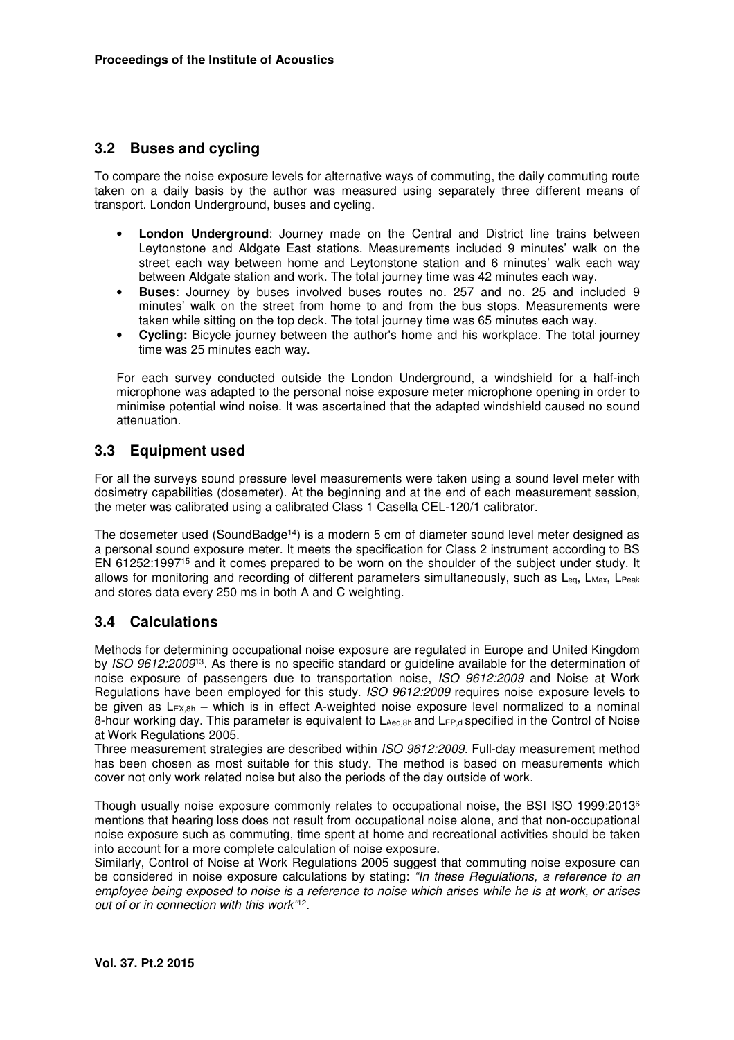## 3.2 Buses and cycling

To compare the noise exposure levels for alternative ways of commuting, the daily commuting route taken on a daily basis by the author was measured using separately three different means of transport. London Underground, buses and cycling.

- **London Underground**: Journey made on the Central and District line trains between Leytonstone and Aldgate East stations. Measurements included 9 minutes' walk on the street each way between home and Leytonstone station and 6 minutes' walk each way between Aldgate station and work. The total journey time was 42 minutes each way.
- **Buses**: Journey by buses involved buses routes no. 257 and no. 25 and included 9 minutes' walk on the street from home to and from the bus stops. Measurements were taken while sitting on the top deck. The total journey time was 65 minutes each way.
- **Cycling:** Bicycle journey between the author's home and his workplace. The total journey time was 25 minutes each way.

For each survey conducted outside the London Underground, a windshield for a half-inch microphone was adapted to the personal noise exposure meter microphone opening in order to minimise potential wind noise. It was ascertained that the adapted windshield caused no sound attenuation.

## 3.3 Equipment used

For all the surveys sound pressure level measurements were taken using a sound level meter with dosimetry capabilities (dosemeter). At the beginning and at the end of each measurement session, the meter was calibrated using a calibrated Class 1 Casella CEL-120/1 calibrator.

The dosemeter used (SoundBadge[14]) is a modern 5 cm of diameter sound level meter designed as a personal sound exposure meter. It meets the specification for Class 2 instrument according to BS EN 61252:1997[15] and it comes prepared to be worn on the shoulder of the subject under study. It allows for monitoring and recording of different parameters simultaneously, such as $L_{eq}$, $L_{Max}$, $L_{Peak}$ and stores data every 250 ms in both A and C weighting.

## 3.4 Calculations

Methods for determining occupational noise exposure are regulated in Europe and United Kingdom by *ISO 9612:2009*[13]. As there is no specific standard or guideline available for the determination of noise exposure of passengers due to transportation noise, *ISO 9612:2009* and Noise at Work Regulations have been employed for this study. *ISO 9612:2009* requires noise exposure levels to be given as $L_{EX,8h}$ – which is in effect A-weighted noise exposure level normalized to a nominal 8-hour working day. This parameter is equivalent to $L_{Aeq,8h}$ and $L_{EP,d}$ specified in the Control of Noise at Work Regulations 2005.

Three measurement strategies are described within *ISO 9612:2009.* Full-day measurement method has been chosen as most suitable for this study. The method is based on measurements which cover not only work related noise but also the periods of the day outside of work.

Though usually noise exposure commonly relates to occupational noise, the BSI ISO 1999:2013[6] mentions that hearing loss does not result from occupational noise alone, and that non-occupational noise exposure such as commuting, time spent at home and recreational activities should be taken into account for a more complete calculation of noise exposure.

Similarly, Control of Noise at Work Regulations 2005 suggest that commuting noise exposure can be considered in noise exposure calculations by stating: *"In these Regulations, a reference to an employee being exposed to noise is a reference to noise which arises while he is at work, or arises out of or in connection with this work"*[12].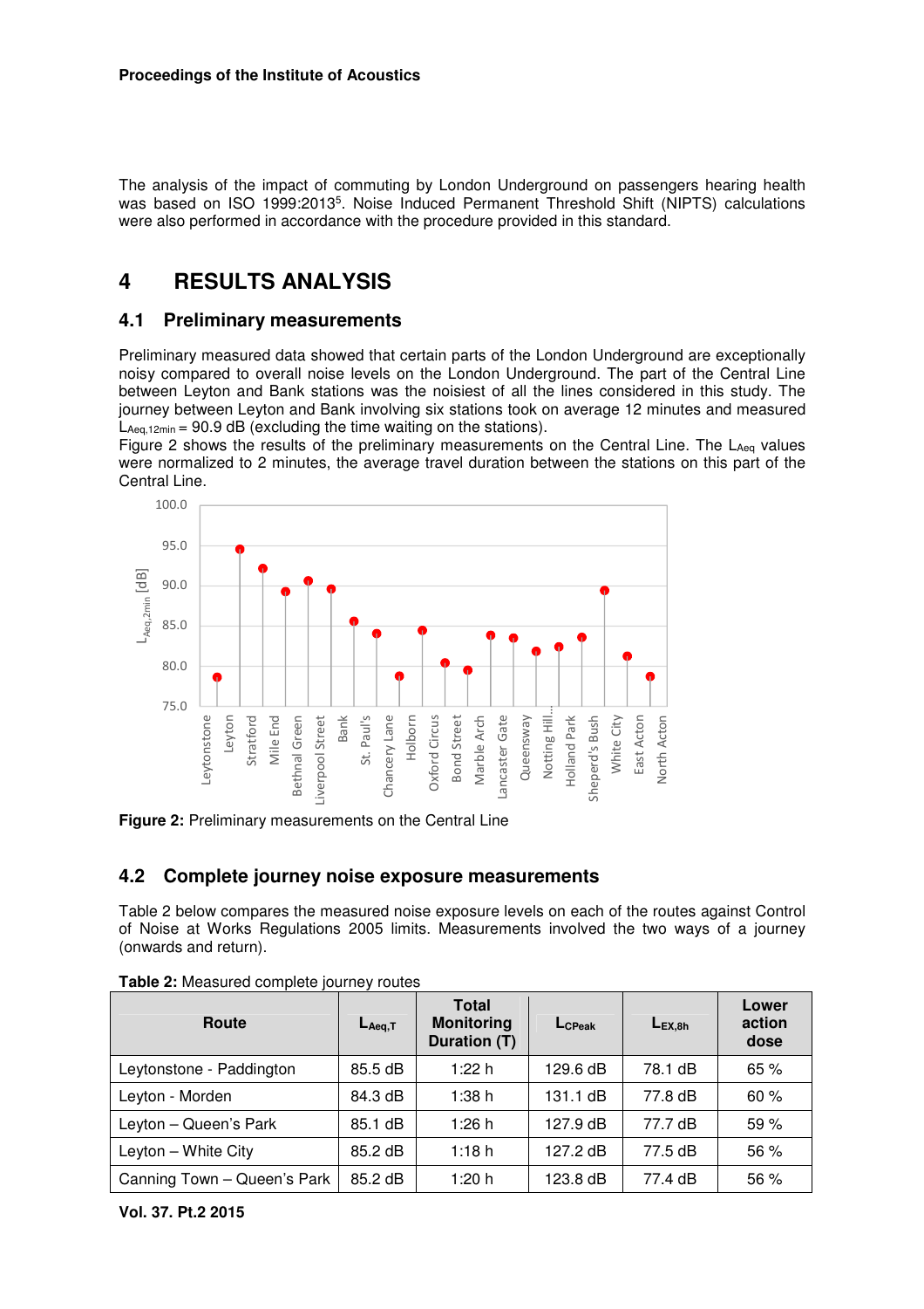The analysis of the impact of commuting by London Underground on passengers hearing health was based on ISO 1999:2013[5]. Noise Induced Permanent Threshold Shift (NIPTS) calculations were also performed in accordance with the procedure provided in this standard.

# 4 RESULTS ANALYSIS

## 4.1 Preliminary measurements

Preliminary measured data showed that certain parts of the London Underground are exceptionally noisy compared to overall noise levels on the London Underground. The part of the Central Line between Leyton and Bank stations was the noisiest of all the lines considered in this study. The journey between Leyton and Bank involving six stations took on average 12 minutes and measured $L_{Aeq,12min}$ = 90.9 dB (excluding the time waiting on the stations).
Figure 2 shows the results of the preliminary measurements on the Central Line. The $L_{Aeq}$ values were normalized to 2 minutes, the average travel duration between the stations on this part of the Central Line.

**Figure 2:** Preliminary measurements on the Central Line

## 4.2 Complete journey noise exposure measurements

Table 2 below compares the measured noise exposure levels on each of the routes against Control of Noise at Works Regulations 2005 limits. Measurements involved the two ways of a journey (onwards and return).

**Table 2:** Measured complete journey routes

| Route | $L_{Aeq,T}$ | Total Monitoring Duration (T) | $L_{CPeak}$ | $L_{EX,8h}$ | Lower action dose |
|---|---|---|---|---|---|
| Leytonstone - Paddington | 85.5 dB | 1:22 h | 129.6 dB | 78.1 dB | 65 % |
| Leyton - Morden | 84.3 dB | 1:38 h | 131.1 dB | 77.8 dB | 60 % |
| Leyton – Queen's Park | 85.1 dB | 1:26 h | 127.9 dB | 77.7 dB | 59 % |
| Leyton – White City | 85.2 dB | 1:18 h | 127.2 dB | 77.5 dB | 56 % |
| Canning Town – Queen's Park | 85.2 dB | 1:20 h | 123.8 dB | 77.4 dB | 56 % |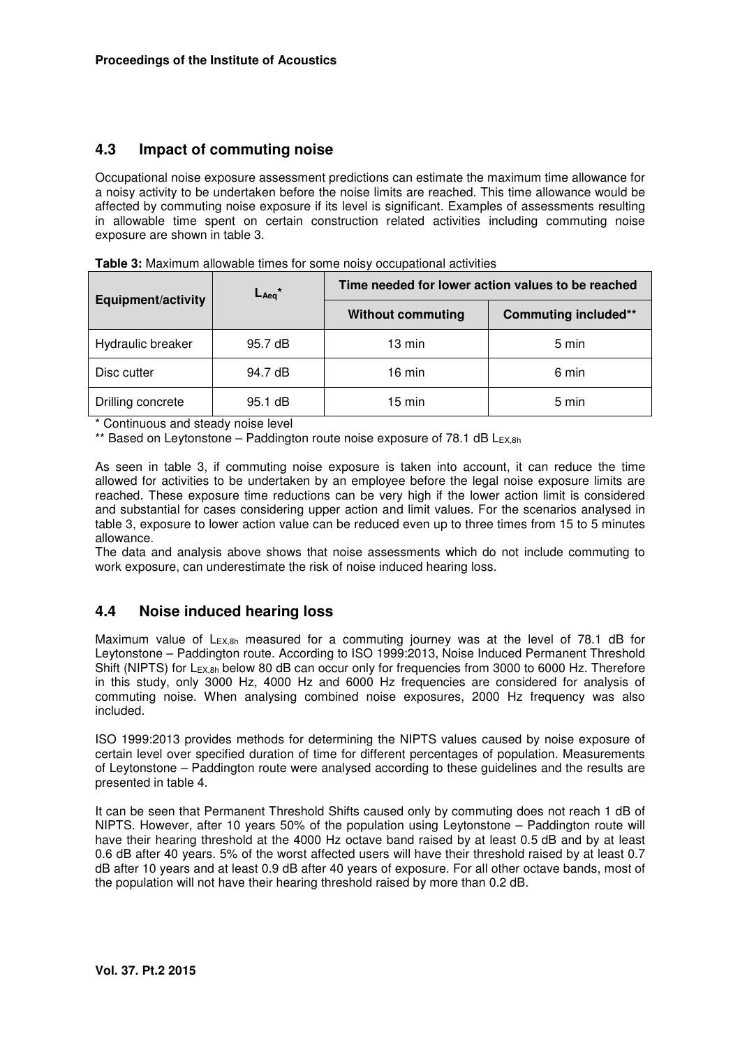## 4.3 Impact of commuting noise

Occupational noise exposure assessment predictions can estimate the maximum time allowance for a noisy activity to be undertaken before the noise limits are reached. This time allowance would be affected by commuting noise exposure if its level is significant. Examples of assessments resulting in allowable time spent on certain construction related activities including commuting noise exposure are shown in table 3.

**Table 3:** Maximum allowable times for some noisy occupational activities

| Equipment/activity | $L_{Aeq}$* | Time needed for lower action values to be reached | |
|---|---|---|---|
| | | **Without commuting** | **Commuting included**** |
| Hydraulic breaker | 95.7 dB | 13 min | 5 min |
| Disc cutter | 94.7 dB | 16 min | 6 min |
| Drilling concrete | 95.1 dB | 15 min | 5 min |

\* Continuous and steady noise level

** Based on Leytonstone – Paddington route noise exposure of 78.1 dB $L_{EX,8h}$

As seen in table 3, if commuting noise exposure is taken into account, it can reduce the time allowed for activities to be undertaken by an employee before the legal noise exposure limits are reached. These exposure time reductions can be very high if the lower action limit is considered and substantial for cases considering upper action and limit values. For the scenarios analysed in table 3, exposure to lower action value can be reduced even up to three times from 15 to 5 minutes allowance.

The data and analysis above shows that noise assessments which do not include commuting to work exposure, can underestimate the risk of noise induced hearing loss.

## 4.4 Noise induced hearing loss

Maximum value of $L_{EX,8h}$ measured for a commuting journey was at the level of 78.1 dB for Leytonstone – Paddington route. According to ISO 1999:2013, Noise Induced Permanent Threshold Shift (NIPTS) for $L_{EX,8h}$ below 80 dB can occur only for frequencies from 3000 to 6000 Hz. Therefore in this study, only 3000 Hz, 4000 Hz and 6000 Hz frequencies are considered for analysis of commuting noise. When analysing combined noise exposures, 2000 Hz frequency was also included.

ISO 1999:2013 provides methods for determining the NIPTS values caused by noise exposure of certain level over specified duration of time for different percentages of population. Measurements of Leytonstone – Paddington route were analysed according to these guidelines and the results are presented in table 4.

It can be seen that Permanent Threshold Shifts caused only by commuting does not reach 1 dB of NIPTS. However, after 10 years 50% of the population using Leytonstone – Paddington route will have their hearing threshold at the 4000 Hz octave band raised by at least 0.5 dB and by at least 0.6 dB after 40 years. 5% of the worst affected users will have their threshold raised by at least 0.7 dB after 10 years and at least 0.9 dB after 40 years of exposure. For all other octave bands, most of the population will not have their hearing threshold raised by more than 0.2 dB.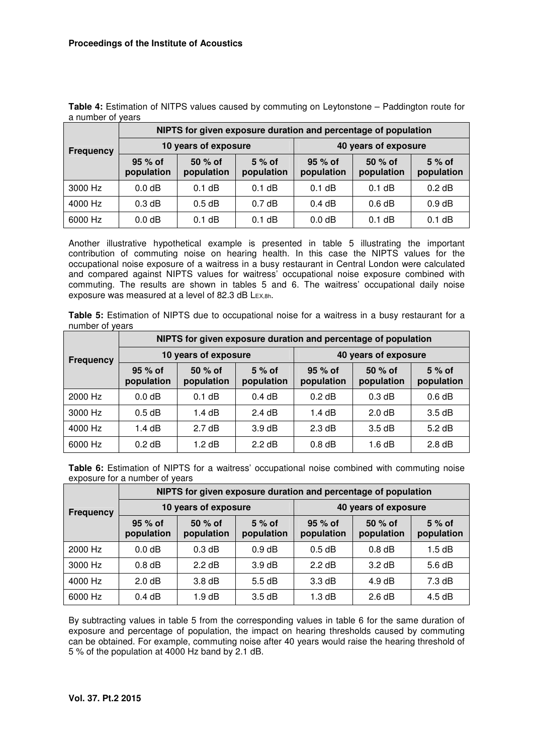**Table 4:** Estimation of NITPS values caused by commuting on Leytonstone – Paddington route for a number of years

| Frequency | NIPTS for given exposure duration and percentage of population | | | | | |
|---|---|---|---|---|---|---|
| | 10 years of exposure | | | 40 years of exposure | | |
| | 95 % of population | 50 % of population | 5 % of population | 95 % of population | 50 % of population | 5 % of population |
| 3000 Hz | 0.0 dB | 0.1 dB | 0.1 dB | 0.1 dB | 0.1 dB | 0.2 dB |
| 4000 Hz | 0.3 dB | 0.5 dB | 0.7 dB | 0.4 dB | 0.6 dB | 0.9 dB |
| 6000 Hz | 0.0 dB | 0.1 dB | 0.1 dB | 0.0 dB | 0.1 dB | 0.1 dB |

Another illustrative hypothetical example is presented in table 5 illustrating the important contribution of commuting noise on hearing health. In this case the NIPTS values for the occupational noise exposure of a waitress in a busy restaurant in Central London were calculated and compared against NIPTS values for waitress' occupational noise exposure combined with commuting. The results are shown in tables 5 and 6. The waitress' occupational daily noise exposure was measured at a level of 82.3 dB $L_{EX,8h}$.

**Table 5:** Estimation of NIPTS due to occupational noise for a waitress in a busy restaurant for a number of years

| Frequency | NIPTS for given exposure duration and percentage of population | | | | | |
|---|---|---|---|---|---|---|
| | 10 years of exposure | | | 40 years of exposure | | |
| | 95 % of population | 50 % of population | 5 % of population | 95 % of population | 50 % of population | 5 % of population |
| 2000 Hz | 0.0 dB | 0.1 dB | 0.4 dB | 0.2 dB | 0.3 dB | 0.6 dB |
| 3000 Hz | 0.5 dB | 1.4 dB | 2.4 dB | 1.4 dB | 2.0 dB | 3.5 dB |
| 4000 Hz | 1.4 dB | 2.7 dB | 3.9 dB | 2.3 dB | 3.5 dB | 5.2 dB |
| 6000 Hz | 0.2 dB | 1.2 dB | 2.2 dB | 0.8 dB | 1.6 dB | 2.8 dB |

**Table 6:** Estimation of NIPTS for a waitress' occupational noise combined with commuting noise exposure for a number of years

| Frequency | NIPTS for given exposure duration and percentage of population | | | | | |
|---|---|---|---|---|---|---|
| | 10 years of exposure | | | 40 years of exposure | | |
| | 95 % of population | 50 % of population | 5 % of population | 95 % of population | 50 % of population | 5 % of population |
| 2000 Hz | 0.0 dB | 0.3 dB | 0.9 dB | 0.5 dB | 0.8 dB | 1.5 dB |
| 3000 Hz | 0.8 dB | 2.2 dB | 3.9 dB | 2.2 dB | 3.2 dB | 5.6 dB |
| 4000 Hz | 2.0 dB | 3.8 dB | 5.5 dB | 3.3 dB | 4.9 dB | 7.3 dB |
| 6000 Hz | 0.4 dB | 1.9 dB | 3.5 dB | 1.3 dB | 2.6 dB | 4.5 dB |

By subtracting values in table 5 from the corresponding values in table 6 for the same duration of exposure and percentage of population, the impact on hearing thresholds caused by commuting can be obtained. For example, commuting noise after 40 years would raise the hearing threshold of 5 % of the population at 4000 Hz band by 2.1 dB.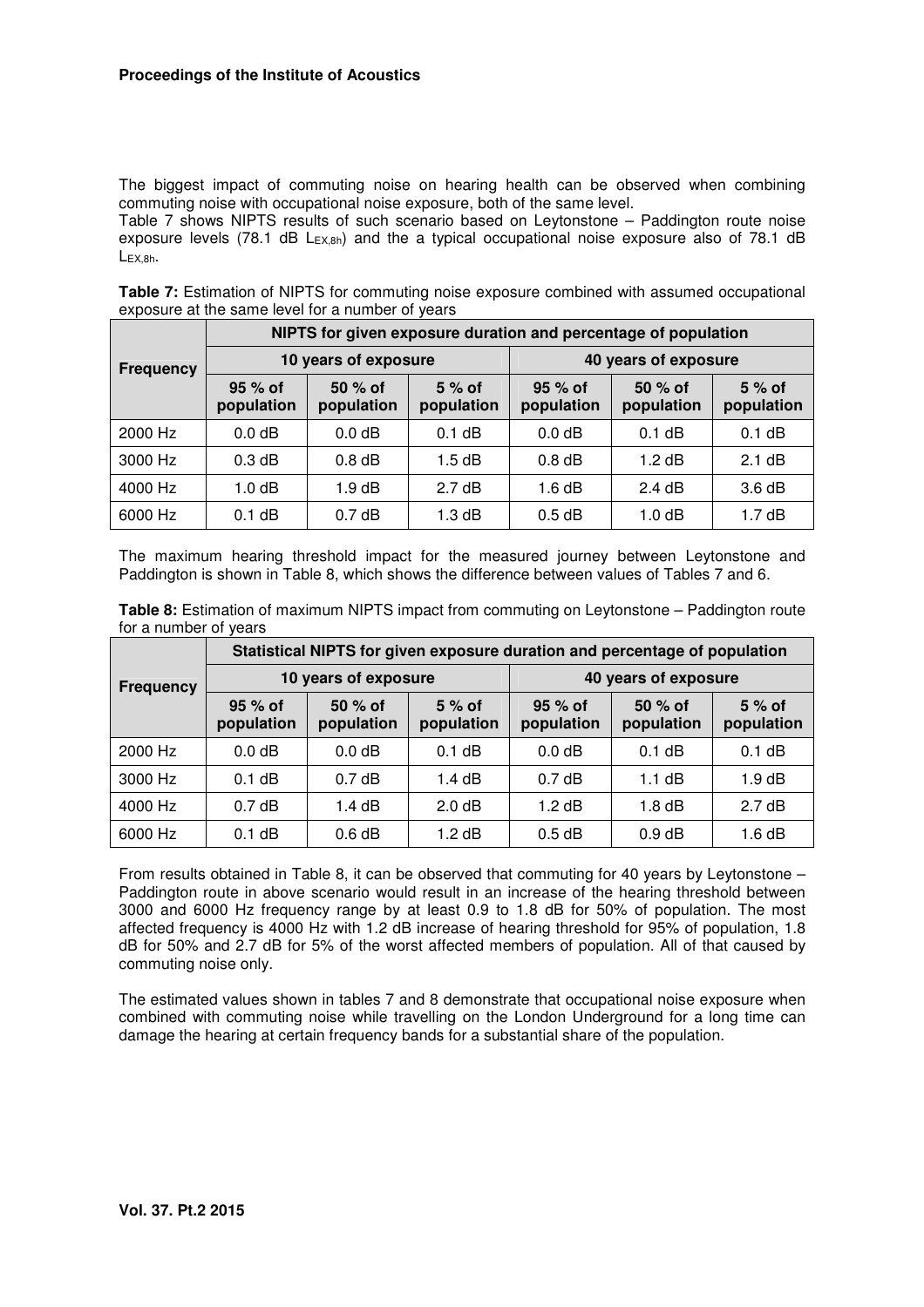The biggest impact of commuting noise on hearing health can be observed when combining commuting noise with occupational noise exposure, both of the same level.

Table 7 shows NIPTS results of such scenario based on Leytonstone – Paddington route noise exposure levels (78.1 dB $L_{EX,8h}$) and the a typical occupational noise exposure also of 78.1 dB $L_{EX,8h}$.

**Table 7:** Estimation of NIPTS for commuting noise exposure combined with assumed occupational exposure at the same level for a number of years

| Frequency | NIPTS for given exposure duration and percentage of population | | | | | |
|---|---|---|---|---|---|---|
| | 10 years of exposure | | | 40 years of exposure | | |
| | 95 % of population | 50 % of population | 5 % of population | 95 % of population | 50 % of population | 5 % of population |
| 2000 Hz | 0.0 dB | 0.0 dB | 0.1 dB | 0.0 dB | 0.1 dB | 0.1 dB |
| 3000 Hz | 0.3 dB | 0.8 dB | 1.5 dB | 0.8 dB | 1.2 dB | 2.1 dB |
| 4000 Hz | 1.0 dB | 1.9 dB | 2.7 dB | 1.6 dB | 2.4 dB | 3.6 dB |
| 6000 Hz | 0.1 dB | 0.7 dB | 1.3 dB | 0.5 dB | 1.0 dB | 1.7 dB |

The maximum hearing threshold impact for the measured journey between Leytonstone and Paddington is shown in Table 8, which shows the difference between values of Tables 7 and 6.

**Table 8:** Estimation of maximum NIPTS impact from commuting on Leytonstone – Paddington route for a number of years

| Frequency | Statistical NIPTS for given exposure duration and percentage of population | | | | | |
|---|---|---|---|---|---|---|
| | 10 years of exposure | | | 40 years of exposure | | |
| | 95 % of population | 50 % of population | 5 % of population | 95 % of population | 50 % of population | 5 % of population |
| 2000 Hz | 0.0 dB | 0.0 dB | 0.1 dB | 0.0 dB | 0.1 dB | 0.1 dB |
| 3000 Hz | 0.1 dB | 0.7 dB | 1.4 dB | 0.7 dB | 1.1 dB | 1.9 dB |
| 4000 Hz | 0.7 dB | 1.4 dB | 2.0 dB | 1.2 dB | 1.8 dB | 2.7 dB |
| 6000 Hz | 0.1 dB | 0.6 dB | 1.2 dB | 0.5 dB | 0.9 dB | 1.6 dB |

From results obtained in Table 8, it can be observed that commuting for 40 years by Leytonstone – Paddington route in above scenario would result in an increase of the hearing threshold between 3000 and 6000 Hz frequency range by at least 0.9 to 1.8 dB for 50% of population. The most affected frequency is 4000 Hz with 1.2 dB increase of hearing threshold for 95% of population, 1.8 dB for 50% and 2.7 dB for 5% of the worst affected members of population. All of that caused by commuting noise only.

The estimated values shown in tables 7 and 8 demonstrate that occupational noise exposure when combined with commuting noise while travelling on the London Underground for a long time can damage the hearing at certain frequency bands for a substantial share of the population.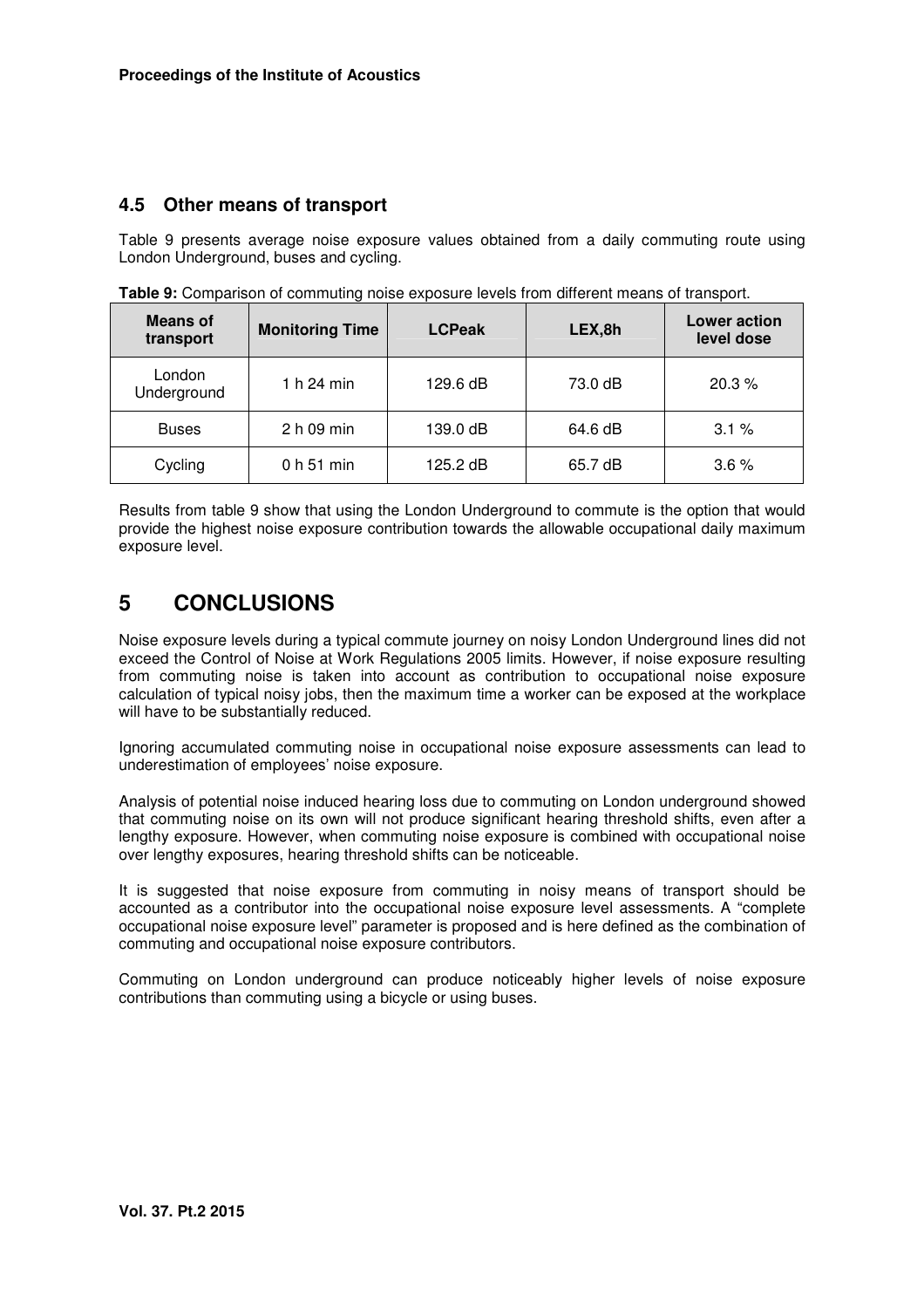## 4.5 Other means of transport

Table 9 presents average noise exposure values obtained from a daily commuting route using London Underground, buses and cycling.

**Table 9:** Comparison of commuting noise exposure levels from different means of transport.

| Means of transport | Monitoring Time | LCPeak | LEX,8h | Lower action level dose |
|---|---|---|---|---|
| London Underground | 1 h 24 min | 129.6 dB | 73.0 dB | 20.3 % |
| Buses | 2 h 09 min | 139.0 dB | 64.6 dB | 3.1 % |
| Cycling | 0 h 51 min | 125.2 dB | 65.7 dB | 3.6 % |

Results from table 9 show that using the London Underground to commute is the option that would provide the highest noise exposure contribution towards the allowable occupational daily maximum exposure level.

# 5 CONCLUSIONS

Noise exposure levels during a typical commute journey on noisy London Underground lines did not exceed the Control of Noise at Work Regulations 2005 limits. However, if noise exposure resulting from commuting noise is taken into account as contribution to occupational noise exposure calculation of typical noisy jobs, then the maximum time a worker can be exposed at the workplace will have to be substantially reduced.

Ignoring accumulated commuting noise in occupational noise exposure assessments can lead to underestimation of employees' noise exposure.

Analysis of potential noise induced hearing loss due to commuting on London underground showed that commuting noise on its own will not produce significant hearing threshold shifts, even after a lengthy exposure. However, when commuting noise exposure is combined with occupational noise over lengthy exposures, hearing threshold shifts can be noticeable.

It is suggested that noise exposure from commuting in noisy means of transport should be accounted as a contributor into the occupational noise exposure level assessments. A "complete occupational noise exposure level" parameter is proposed and is here defined as the combination of commuting and occupational noise exposure contributors.

Commuting on London underground can produce noticeably higher levels of noise exposure contributions than commuting using a bicycle or using buses.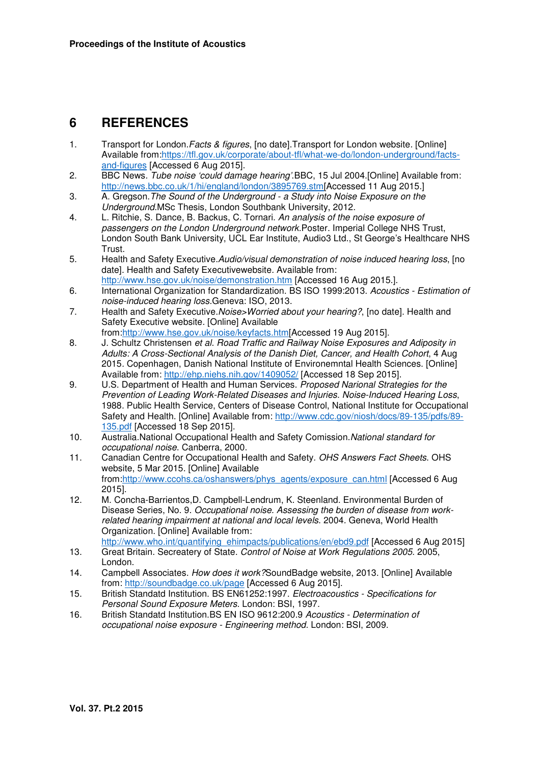# 6 REFERENCES

1. Transport for London. *Facts & figures*, [no date].Transport for London website. [Online] Available from:https://tfl.gov.uk/corporate/about-tfl/what-we-do/london-underground/facts-and-figures [Accessed 6 Aug 2015].
2. BBC News. *Tube noise 'could damage hearing'*.BBC, 15 Jul 2004.[Online] Available from: http://news.bbc.co.uk/1/hi/england/london/3895769.stm[Accessed 11 Aug 2015.]
3. A. Gregson. *The Sound of the Underground - a Study into Noise Exposure on the Underground*.MSc Thesis, London Southbank University, 2012.
4. L. Ritchie, S. Dance, B. Backus, C. Tornari. *An analysis of the noise exposure of passengers on the London Underground network*.Poster. Imperial College NHS Trust, London South Bank University, UCL Ear Institute, Audio3 Ltd., St George's Healthcare NHS Trust.
5. Health and Safety Executive. *Audio/visual demonstration of noise induced hearing loss*, [no date]. Health and Safety Executivewebsite. Available from: http://www.hse.gov.uk/noise/demonstration.htm [Accessed 16 Aug 2015.].
6. International Organization for Standardization. BS ISO 1999:2013. *Acoustics - Estimation of noise-induced hearing loss*.Geneva: ISO, 2013.
7. Health and Safety Executive. *Noise>Worried about your hearing?*, [no date]. Health and Safety Executive website. [Online] Available from:http://www.hse.gov.uk/noise/keyfacts.htm[Accessed 19 Aug 2015].
8. J. Schultz Christensen *et al. Road Traffic and Railway Noise Exposures and Adiposity in Adults: A Cross-Sectional Analysis of the Danish Diet, Cancer, and Health Cohort*, 4 Aug 2015. Copenhagen, Danish National Institute of Environemntal Health Sciences. [Online] Available from: http://ehp.niehs.nih.gov/1409052/ [Accessed 18 Sep 2015].
9. U.S. Department of Health and Human Services. *Proposed Narional Strategies for the Prevention of Leading Work-Related Diseases and Injuries. Noise-Induced Hearing Loss*, 1988. Public Health Service, Centers of Disease Control, National Institute for Occupational Safety and Health. [Online] Available from: http://www.cdc.gov/niosh/docs/89-135/pdfs/89-135.pdf [Accessed 18 Sep 2015].
10. Australia.National Occupational Health and Safety Comission. *National standard for occupational noise.* Canberra, 2000.
11. Canadian Centre for Occupational Health and Safety. *OHS Answers Fact Sheets*. OHS website, 5 Mar 2015. [Online] Available from:http://www.ccohs.ca/oshanswers/phys_agents/exposure_can.html [Accessed 6 Aug 2015].
12. M. Concha-Barrientos,D. Campbell-Lendrum, K. Steenland. Environmental Burden of Disease Series, No. 9. *Occupational noise. Assessing the burden of disease from work-related hearing impairment at national and local levels*. 2004. Geneva, World Health Organization. [Online] Available from: http://www.who.int/quantifying_ehimpacts/publications/en/ebd9.pdf [Accessed 6 Aug 2015]
13. Great Britain. Secreatery of State. *Control of Noise at Work Regulations 2005.* 2005, London.
14. Campbell Associates. *How does it work?*SoundBadge website, 2013. [Online] Available from: http://soundbadge.co.uk/page [Accessed 6 Aug 2015].
15. British Standatd Institution. BS EN61252:1997. *Electroacoustics - Specifications for Personal Sound Exposure Meters*. London: BSI, 1997.
16. British Standatd Institution.BS EN ISO 9612:200.9 *Acoustics - Determination of occupational noise exposure - Engineering method.* London: BSI, 2009.